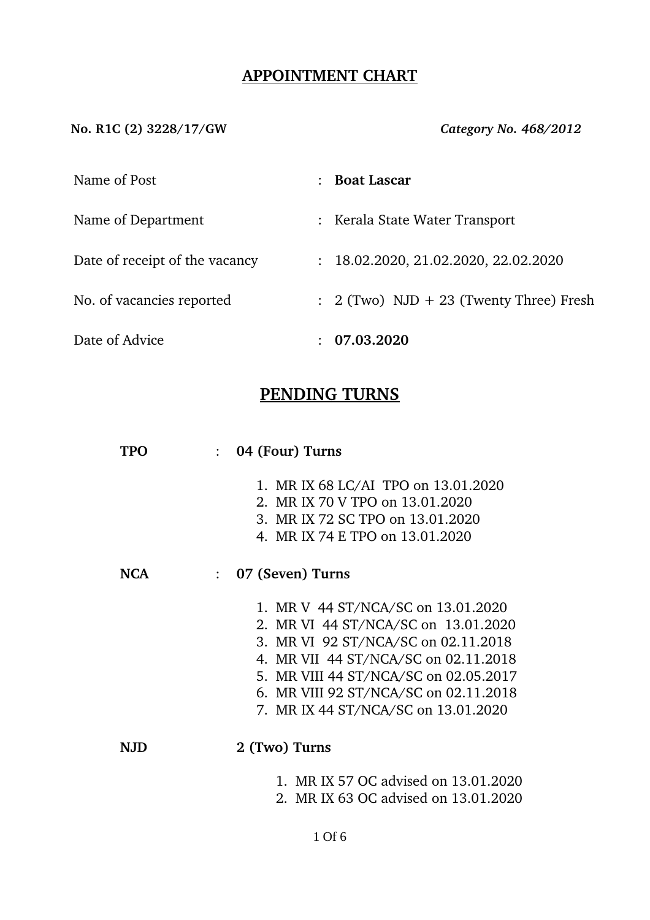## APPOINTMENT CHART

**No. R1C (2) 3228/17/GW** *Category No. 468/2012*

| | | |
|---|---|---|
| Name of Post | : | **Boat Lascar** |
| Name of Department | : | Kerala State Water Transport |
| Date of receipt of the vacancy | : | 18.02.2020, 21.02.2020, 22.02.2020 |
| No. of vacancies reported | : | 2 (Two) NJD + 23 (Twenty Three) Fresh |
| Date of Advice | : | **07.03.2020** |

## PENDING TURNS

**TPO** : **04 (Four) Turns**

1. MR IX 68 LC/AI TPO on 13.01.2020
2. MR IX 70 V TPO on 13.01.2020
3. MR IX 72 SC TPO on 13.01.2020
4. MR IX 74 E TPO on 13.01.2020

**NCA** : **07 (Seven) Turns**

1. MR V 44 ST/NCA/SC on 13.01.2020
2. MR VI 44 ST/NCA/SC on 13.01.2020
3. MR VI 92 ST/NCA/SC on 02.11.2018
4. MR VII 44 ST/NCA/SC on 02.11.2018
5. MR VIII 44 ST/NCA/SC on 02.05.2017
6. MR VIII 92 ST/NCA/SC on 02.11.2018
7. MR IX 44 ST/NCA/SC on 13.01.2020

**NJD** **2 (Two) Turns**

1. MR IX 57 OC advised on 13.01.2020
2. MR IX 63 OC advised on 13.01.2020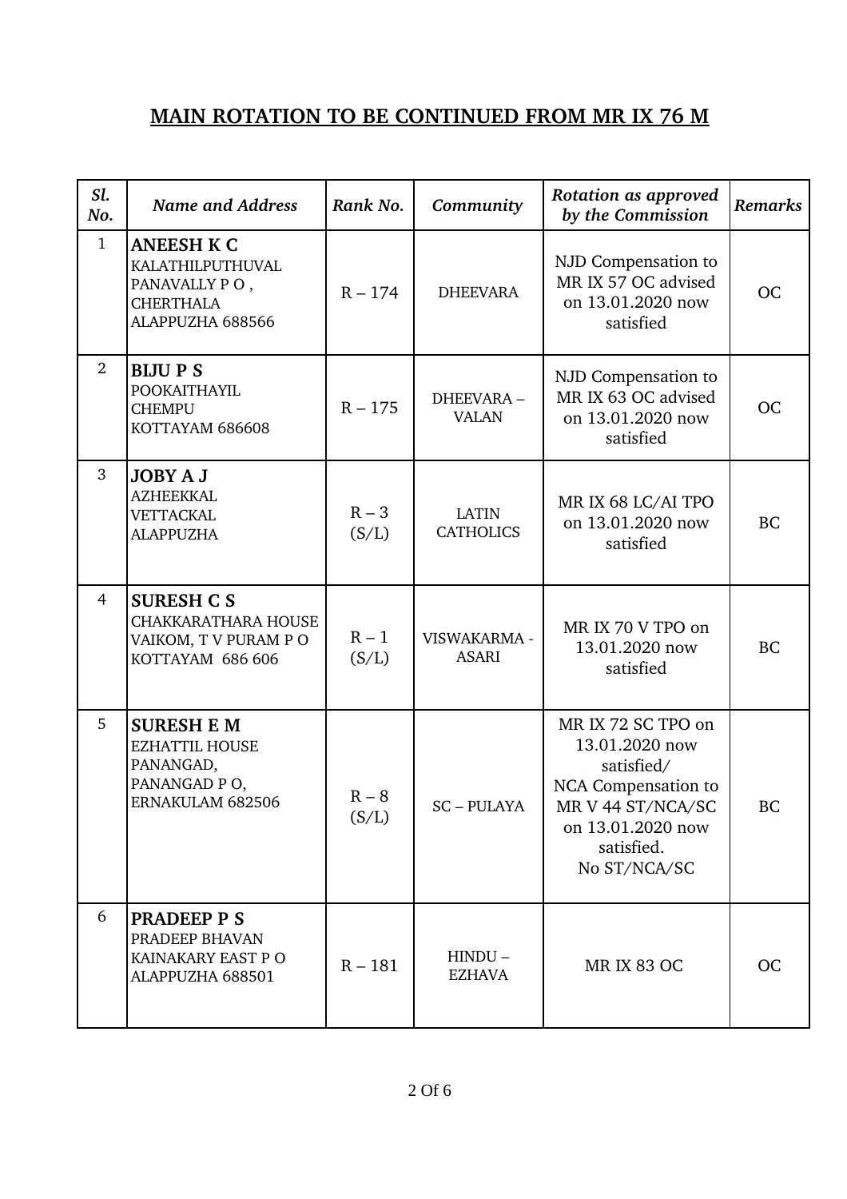## MAIN ROTATION TO BE CONTINUED FROM MR IX 76 M

| Sl. No. | Name and Address | Rank No. | Community | Rotation as approved by the Commission | Remarks |
|---|---|---|---|---|---|
| 1 | **ANEESH K C**<br>KALATHILPUTHUVAL<br>PANAVALLY P O ,<br>CHERTHALA<br>ALAPPUZHA 688566 | R – 174 | DHEEVARA | NJD Compensation to MR IX 57 OC advised on 13.01.2020 now satisfied | OC |
| 2 | **BIJU P S**<br>POOKAITHAYIL<br>CHEMPU<br>KOTTAYAM 686608 | R – 175 | DHEEVARA – VALAN | NJD Compensation to MR IX 63 OC advised on 13.01.2020 now satisfied | OC |
| 3 | **JOBY A J**<br>AZHEEKKAL<br>VETTACKAL<br>ALAPPUZHA | R – 3 (S/L) | LATIN CATHOLICS | MR IX 68 LC/AI TPO on 13.01.2020 now satisfied | BC |
| 4 | **SURESH C S**<br>CHAKKARATHARA HOUSE<br>VAIKOM, T V PURAM P O<br>KOTTAYAM 686 606 | R – 1 (S/L) | VISWAKARMA - ASARI | MR IX 70 V TPO on 13.01.2020 now satisfied | BC |
| 5 | **SURESH E M**<br>EZHATTIL HOUSE<br>PANANGAD,<br>PANANGAD P O,<br>ERNAKULAM 682506 | R – 8 (S/L) | SC – PULAYA | MR IX 72 SC TPO on 13.01.2020 now satisfied/<br>NCA Compensation to MR V 44 ST/NCA/SC on 13.01.2020 now satisfied.<br>No ST/NCA/SC | BC |
| 6 | **PRADEEP P S**<br>PRADEEP BHAVAN<br>KAINAKARY EAST P O<br>ALAPPUZHA 688501 | R – 181 | HINDU – EZHAVA | MR IX 83 OC | OC |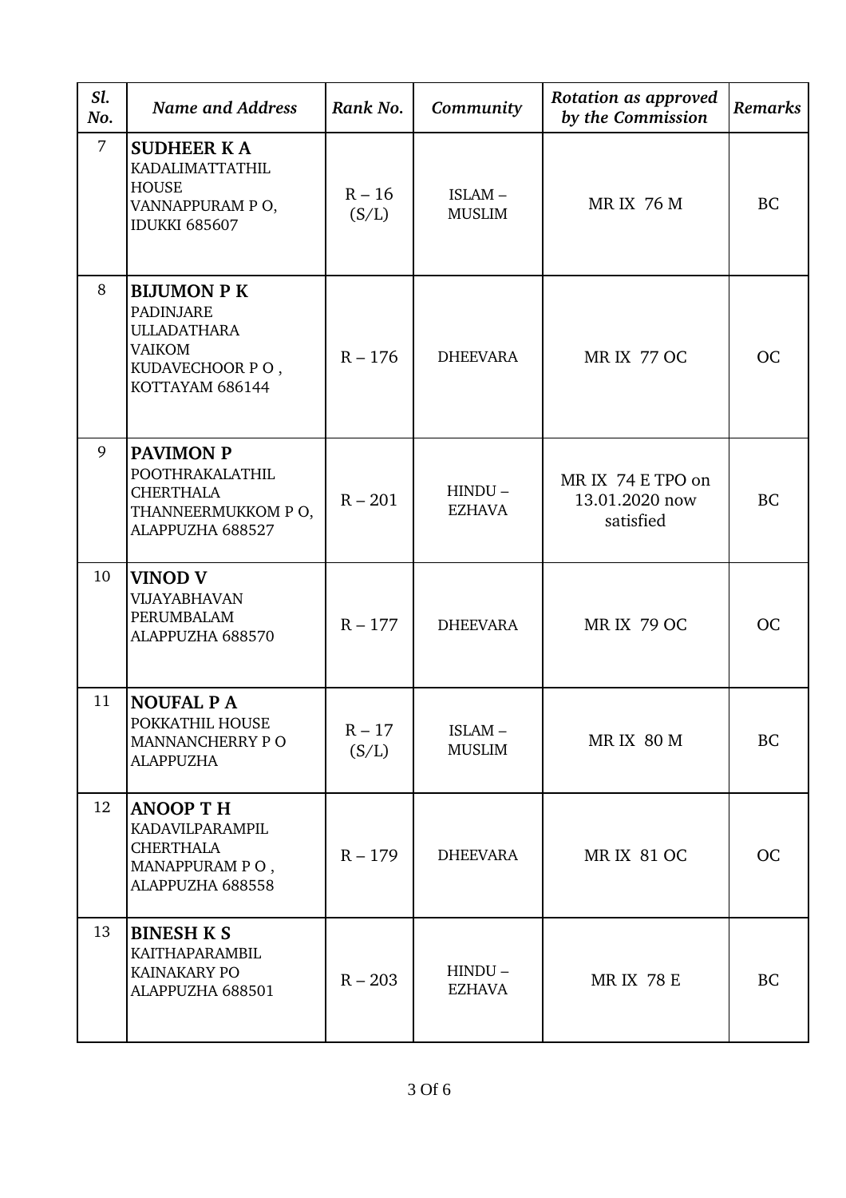| *Sl. No.* | *Name and Address* | *Rank No.* | *Community* | *Rotation as approved by the Commission* | *Remarks* |
|---|---|---|---|---|---|
| 7 | **SUDHEER K A** KADALIMATTATHIL HOUSE VANNAPPURAM P O, IDUKKI 685607 | R – 16 (S/L) | ISLAM – MUSLIM | MR IX 76 M | BC |
| 8 | **BIJUMON P K** PADINJARE ULLADATHARA VAIKOM KUDAVECHOOR P O , KOTTAYAM 686144 | R – 176 | DHEEVARA | MR IX 77 OC | OC |
| 9 | **PAVIMON P** POOTHRAKALATHIL CHERTHALA THANNEERMUKKOM P O, ALAPPUZHA 688527 | R – 201 | HINDU – EZHAVA | MR IX 74 E TPO on 13.01.2020 now satisfied | BC |
| 10 | **VINOD V** VIJAYABHAVAN PERUMBALAM ALAPPUZHA 688570 | R – 177 | DHEEVARA | MR IX 79 OC | OC |
| 11 | **NOUFAL P A** POKKATHIL HOUSE MANNANCHERRY P O ALAPPUZHA | R – 17 (S/L) | ISLAM – MUSLIM | MR IX 80 M | BC |
| 12 | **ANOOP T H** KADAVILPARAMPIL CHERTHALA MANAPPURAM P O , ALAPPUZHA 688558 | R – 179 | DHEEVARA | MR IX 81 OC | OC |
| 13 | **BINESH K S** KAITHAPARAMBIL KAINAKARY PO ALAPPUZHA 688501 | R – 203 | HINDU – EZHAVA | MR IX 78 E | BC |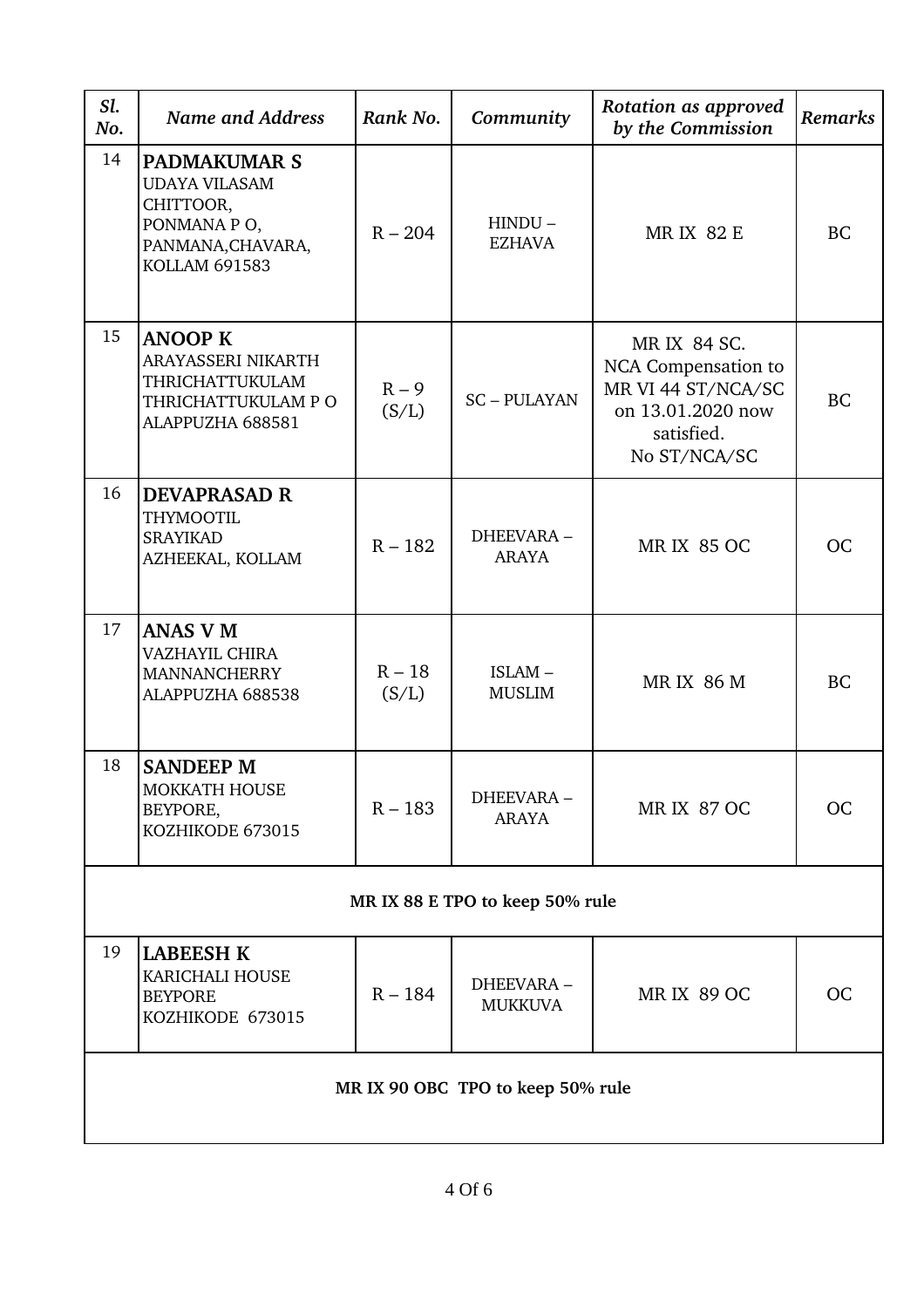| *Sl. No.* | *Name and Address* | *Rank No.* | *Community* | *Rotation as approved by the Commission* | *Remarks* |
|---|---|---|---|---|---|
| 14 | **PADMAKUMAR S** UDAYA VILASAM CHITTOOR, PONMANA P O, PANMANA,CHAVARA, KOLLAM 691583 | R – 204 | HINDU – EZHAVA | MR IX 82 E | BC |
| 15 | **ANOOP K** ARAYASSERI NIKARTH THRICHATTUKULAM THRICHATTUKULAM P O ALAPPUZHA 688581 | R – 9 (S/L) | SC – PULAYAN | MR IX 84 SC. NCA Compensation to MR VI 44 ST/NCA/SC on 13.01.2020 now satisfied. No ST/NCA/SC | BC |
| 16 | **DEVAPRASAD R** THYMOOTIL SRAYIKAD AZHEEKAL, KOLLAM | R – 182 | DHEEVARA – ARAYA | MR IX 85 OC | OC |
| 17 | **ANAS V M** VAZHAYIL CHIRA MANNANCHERRY ALAPPUZHA 688538 | R – 18 (S/L) | ISLAM – MUSLIM | MR IX 86 M | BC |
| 18 | **SANDEEP M** MOKKATH HOUSE BEYPORE, KOZHIKODE 673015 | R – 183 | DHEEVARA – ARAYA | MR IX 87 OC | OC |
| | | | **MR IX 88 E TPO to keep 50% rule** | | |
| 19 | **LABEESH K** KARICHALI HOUSE BEYPORE KOZHIKODE 673015 | R – 184 | DHEEVARA – MUKKUVA | MR IX 89 OC | OC |
| | | | **MR IX 90 OBC TPO to keep 50% rule** | | |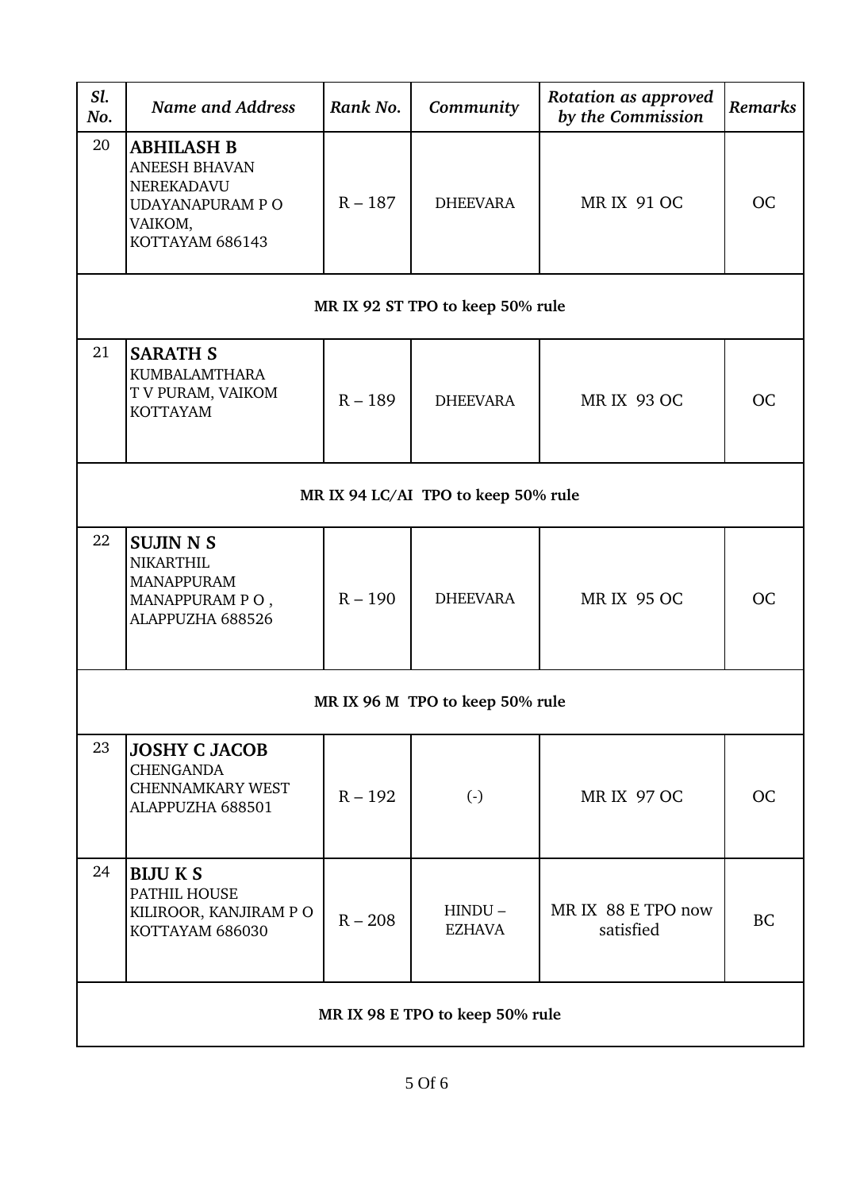| *Sl. No.* | *Name and Address* | *Rank No.* | *Community* | *Rotation as approved by the Commission* | *Remarks* |
|---|---|---|---|---|---|
| 20 | **ABHILASH B** ANEESH BHAVAN NEREKADAVU UDAYANAPURAM P O VAIKOM, KOTTAYAM 686143 | R – 187 | DHEEVARA | MR IX 91 OC | OC |
| **MR IX 92 ST TPO to keep 50% rule** | | | | | |
| 21 | **SARATH S** KUMBALAMTHARA T V PURAM, VAIKOM KOTTAYAM | R – 189 | DHEEVARA | MR IX 93 OC | OC |
| **MR IX 94 LC/AI TPO to keep 50% rule** | | | | | |
| 22 | **SUJIN N S** NIKARTHIL MANAPPURAM MANAPPURAM P O , ALAPPUZHA 688526 | R – 190 | DHEEVARA | MR IX 95 OC | OC |
| **MR IX 96 M TPO to keep 50% rule** | | | | | |
| 23 | **JOSHY C JACOB** CHENGANDA CHENNAMKARY WEST ALAPPUZHA 688501 | R – 192 | (-) | MR IX 97 OC | OC |
| 24 | **BIJU K S** PATHIL HOUSE KILIROOR, KANJIRAM P O KOTTAYAM 686030 | R – 208 | HINDU – EZHAVA | MR IX 88 E TPO now satisfied | BC |
| **MR IX 98 E TPO to keep 50% rule** | | | | | |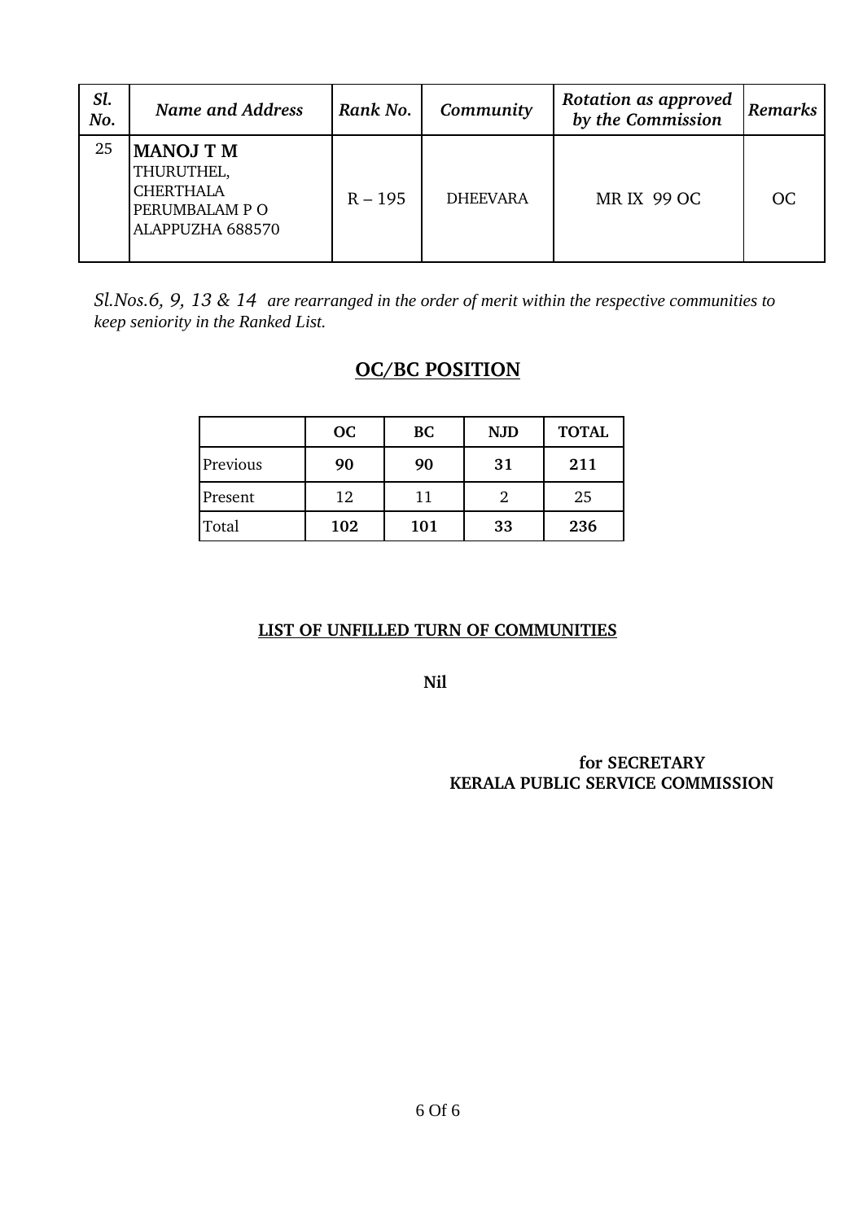| *Sl. No.* | *Name and Address* | *Rank No.* | *Community* | *Rotation as approved by the Commission* | *Remarks* |
|---|---|---|---|---|---|
| 25 | **MANOJ T M** THURUTHEL, CHERTHALA PERUMBALAM P O ALAPPUZHA 688570 | R – 195 | DHEEVARA | MR IX 99 OC | OC |

*Sl.Nos.6, 9, 13 & 14 are rearranged in the order of merit within the respective communities to keep seniority in the Ranked List.*

## OC/BC POSITION

| | OC | BC | NJD | TOTAL |
|---|---|---|---|---|
| Previous | **90** | **90** | **31** | **211** |
| Present | 12 | 11 | 2 | 25 |
| Total | **102** | **101** | **33** | **236** |

**LIST OF UNFILLED TURN OF COMMUNITIES**

**Nil**

**for SECRETARY**
**KERALA PUBLIC SERVICE COMMISSION**